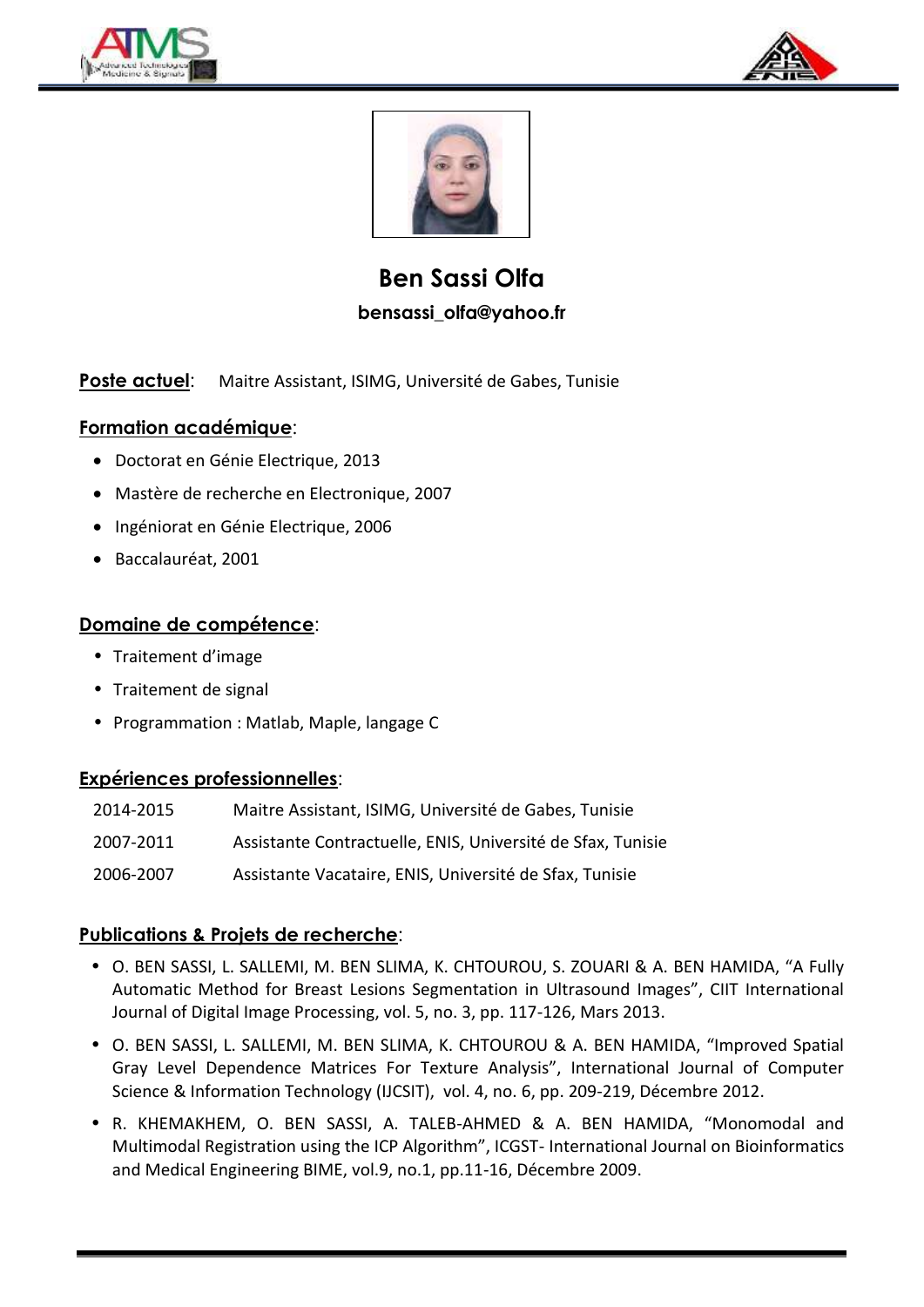# Ben Sassi Olfa

**bensassi_olfa@yahoo.fr**

**Poste actuel**: Maitre Assistant, ISIMG, Université de Gabes, Tunisie

## Formation académique:

- Doctorat en Génie Electrique, 2013
- Mastère de recherche en Electronique, 2007
- Ingéniorat en Génie Electrique, 2006
- Baccalauréat, 2001

## Domaine de compétence:

- Traitement d'image
- Traitement de signal
- Programmation : Matlab, Maple, langage C

## Expériences professionnelles:

| | |
|---|---|
| 2014-2015 | Maitre Assistant, ISIMG, Université de Gabes, Tunisie |
| 2007-2011 | Assistante Contractuelle, ENIS, Université de Sfax, Tunisie |
| 2006-2007 | Assistante Vacataire, ENIS, Université de Sfax, Tunisie |

## Publications & Projets de recherche:

- O. BEN SASSI, L. SALLEMI, M. BEN SLIMA, K. CHTOUROU, S. ZOUARI & A. BEN HAMIDA, "A Fully Automatic Method for Breast Lesions Segmentation in Ultrasound Images", CIIT International Journal of Digital Image Processing, vol. 5, no. 3, pp. 117-126, Mars 2013.
- O. BEN SASSI, L. SALLEMI, M. BEN SLIMA, K. CHTOUROU & A. BEN HAMIDA, "Improved Spatial Gray Level Dependence Matrices For Texture Analysis", International Journal of Computer Science & Information Technology (IJCSIT), vol. 4, no. 6, pp. 209-219, Décembre 2012.
- R. KHEMAKHEM, O. BEN SASSI, A. TALEB-AHMED & A. BEN HAMIDA, "Monomodal and Multimodal Registration using the ICP Algorithm", ICGST- International Journal on Bioinformatics and Medical Engineering BIME, vol.9, no.1, pp.11-16, Décembre 2009.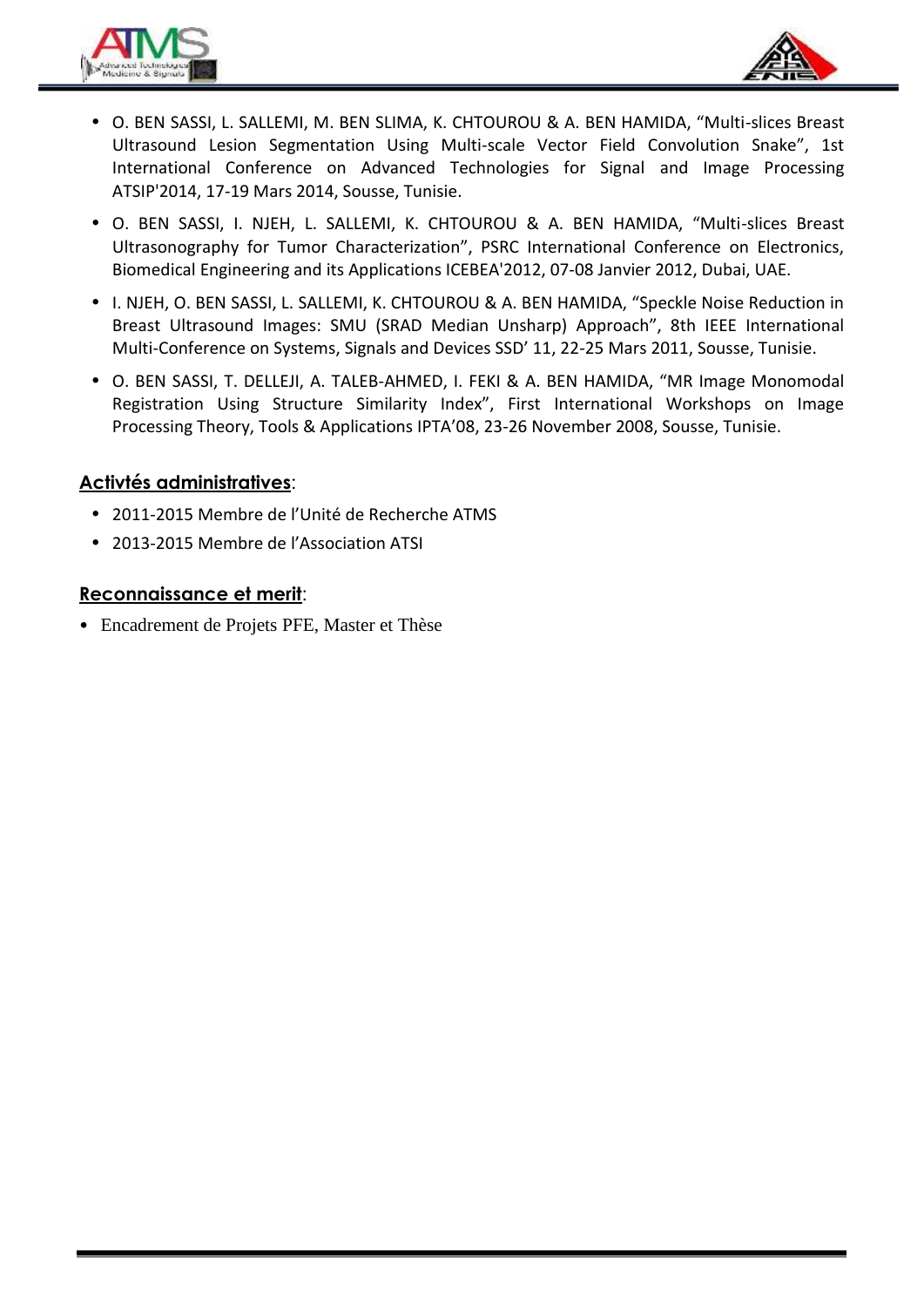- O. BEN SASSI, L. SALLEMI, M. BEN SLIMA, K. CHTOUROU & A. BEN HAMIDA, "Multi-slices Breast Ultrasound Lesion Segmentation Using Multi-scale Vector Field Convolution Snake", 1st International Conference on Advanced Technologies for Signal and Image Processing ATSIP'2014, 17-19 Mars 2014, Sousse, Tunisie.
- O. BEN SASSI, I. NJEH, L. SALLEMI, K. CHTOUROU & A. BEN HAMIDA, "Multi-slices Breast Ultrasonography for Tumor Characterization", PSRC International Conference on Electronics, Biomedical Engineering and its Applications ICEBEA'2012, 07-08 Janvier 2012, Dubai, UAE.
- I. NJEH, O. BEN SASSI, L. SALLEMI, K. CHTOUROU & A. BEN HAMIDA, "Speckle Noise Reduction in Breast Ultrasound Images: SMU (SRAD Median Unsharp) Approach", 8th IEEE International Multi-Conference on Systems, Signals and Devices SSD' 11, 22-25 Mars 2011, Sousse, Tunisie.
- O. BEN SASSI, T. DELLEJI, A. TALEB-AHMED, I. FEKI & A. BEN HAMIDA, "MR Image Monomodal Registration Using Structure Similarity Index", First International Workshops on Image Processing Theory, Tools & Applications IPTA'08, 23-26 November 2008, Sousse, Tunisie.

## Activtés administratives:

- 2011-2015 Membre de l'Unité de Recherche ATMS
- 2013-2015 Membre de l'Association ATSI

## Reconnaissance et merit:

- Encadrement de Projets PFE, Master et Thèse